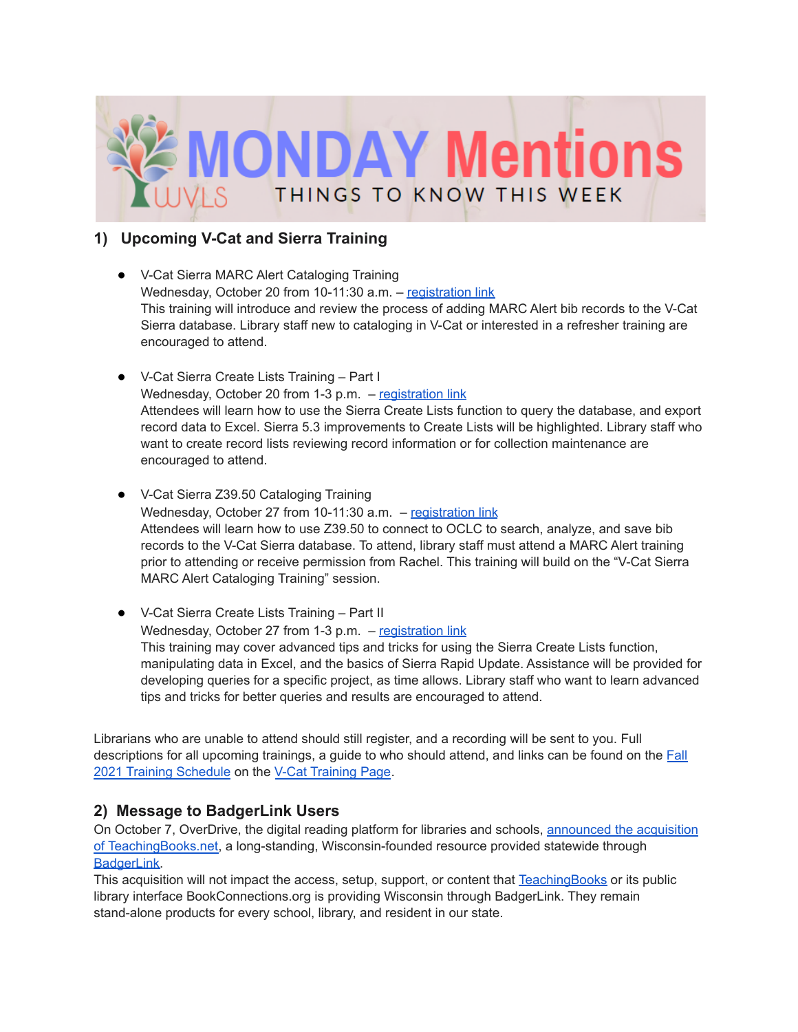# MONDAY Mentions

WVLS — THINGS TO KNOW THIS WEEK

## 1) Upcoming V-Cat and Sierra Training

- V-Cat Sierra MARC Alert Cataloging Training
  Wednesday, October 20 from 10-11:30 a.m. – registration link
  This training will introduce and review the process of adding MARC Alert bib records to the V-Cat Sierra database. Library staff new to cataloging in V-Cat or interested in a refresher training are encouraged to attend.

- V-Cat Sierra Create Lists Training – Part I
  Wednesday, October 20 from 1-3 p.m. – registration link
  Attendees will learn how to use the Sierra Create Lists function to query the database, and export record data to Excel. Sierra 5.3 improvements to Create Lists will be highlighted. Library staff who want to create record lists reviewing record information or for collection maintenance are encouraged to attend.

- V-Cat Sierra Z39.50 Cataloging Training
  Wednesday, October 27 from 10-11:30 a.m. – registration link
  Attendees will learn how to use Z39.50 to connect to OCLC to search, analyze, and save bib records to the V-Cat Sierra database. To attend, library staff must attend a MARC Alert training prior to attending or receive permission from Rachel. This training will build on the "V-Cat Sierra MARC Alert Cataloging Training" session.

- V-Cat Sierra Create Lists Training – Part II
  Wednesday, October 27 from 1-3 p.m. – registration link
  This training may cover advanced tips and tricks for using the Sierra Create Lists function, manipulating data in Excel, and the basics of Sierra Rapid Update. Assistance will be provided for developing queries for a specific project, as time allows. Library staff who want to learn advanced tips and tricks for better queries and results are encouraged to attend.

Librarians who are unable to attend should still register, and a recording will be sent to you. Full descriptions for all upcoming trainings, a guide to who should attend, and links can be found on the Fall 2021 Training Schedule on the V-Cat Training Page.

## 2) Message to BadgerLink Users

On October 7, OverDrive, the digital reading platform for libraries and schools, announced the acquisition of TeachingBooks.net, a long-standing, Wisconsin-founded resource provided statewide through BadgerLink.
This acquisition will not impact the access, setup, support, or content that TeachingBooks or its public library interface BookConnections.org is providing Wisconsin through BadgerLink. They remain stand-alone products for every school, library, and resident in our state.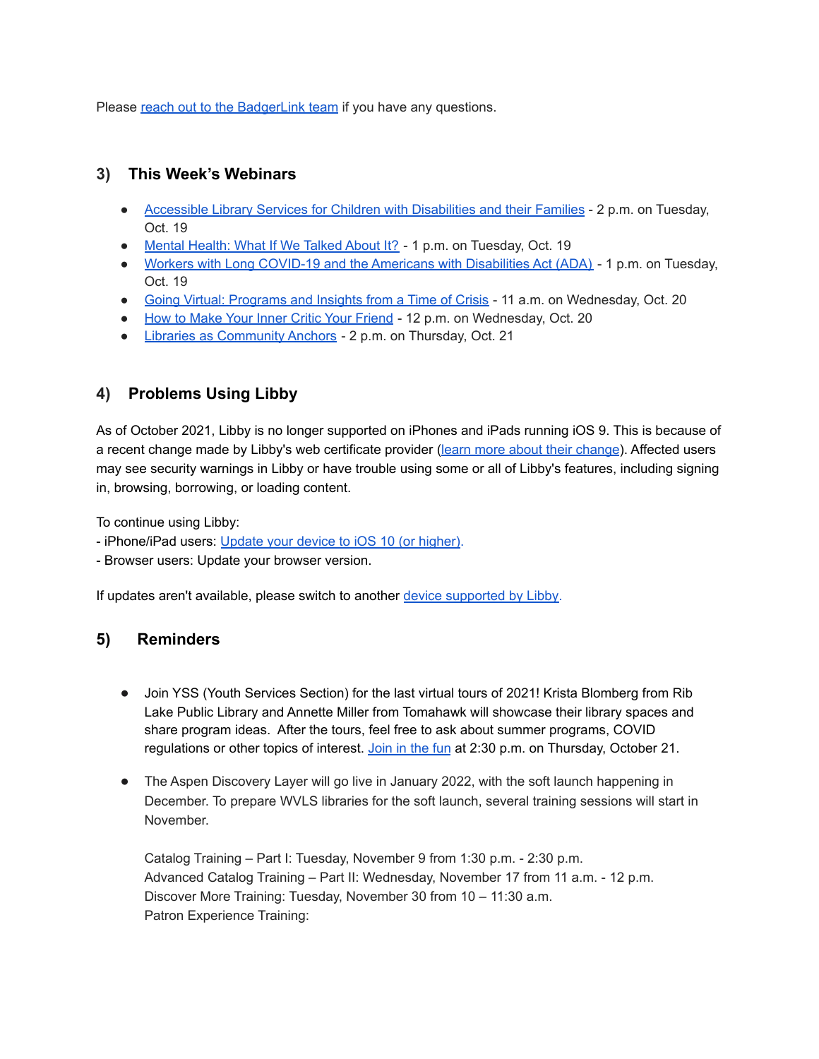Please [reach out to the BadgerLink team]() if you have any questions.

## 3) This Week's Webinars

- [Accessible Library Services for Children with Disabilities and their Families]() - 2 p.m. on Tuesday, Oct. 19
- [Mental Health: What If We Talked About It?]() - 1 p.m. on Tuesday, Oct. 19
- [Workers with Long COVID-19 and the Americans with Disabilities Act (ADA)]() - 1 p.m. on Tuesday, Oct. 19
- [Going Virtual: Programs and Insights from a Time of Crisis]() - 11 a.m. on Wednesday, Oct. 20
- [How to Make Your Inner Critic Your Friend]() - 12 p.m. on Wednesday, Oct. 20
- [Libraries as Community Anchors]() - 2 p.m. on Thursday, Oct. 21

## 4) Problems Using Libby

As of October 2021, Libby is no longer supported on iPhones and iPads running iOS 9. This is because of a recent change made by Libby's web certificate provider ([learn more about their change]()). Affected users may see security warnings in Libby or have trouble using some or all of Libby's features, including signing in, browsing, borrowing, or loading content.

To continue using Libby:
- iPhone/iPad users: [Update your device to iOS 10 (or higher).]()
- Browser users: Update your browser version.

If updates aren't available, please switch to another [device supported by Libby]().

## 5) Reminders

- Join YSS (Youth Services Section) for the last virtual tours of 2021! Krista Blomberg from Rib Lake Public Library and Annette Miller from Tomahawk will showcase their library spaces and share program ideas. After the tours, feel free to ask about summer programs, COVID regulations or other topics of interest. [Join in the fun]() at 2:30 p.m. on Thursday, October 21.

- The Aspen Discovery Layer will go live in January 2022, with the soft launch happening in December. To prepare WVLS libraries for the soft launch, several training sessions will start in November.

  Catalog Training – Part I: Tuesday, November 9 from 1:30 p.m. - 2:30 p.m.
  Advanced Catalog Training – Part II: Wednesday, November 17 from 11 a.m. - 12 p.m.
  Discover More Training: Tuesday, November 30 from 10 – 11:30 a.m.
  Patron Experience Training: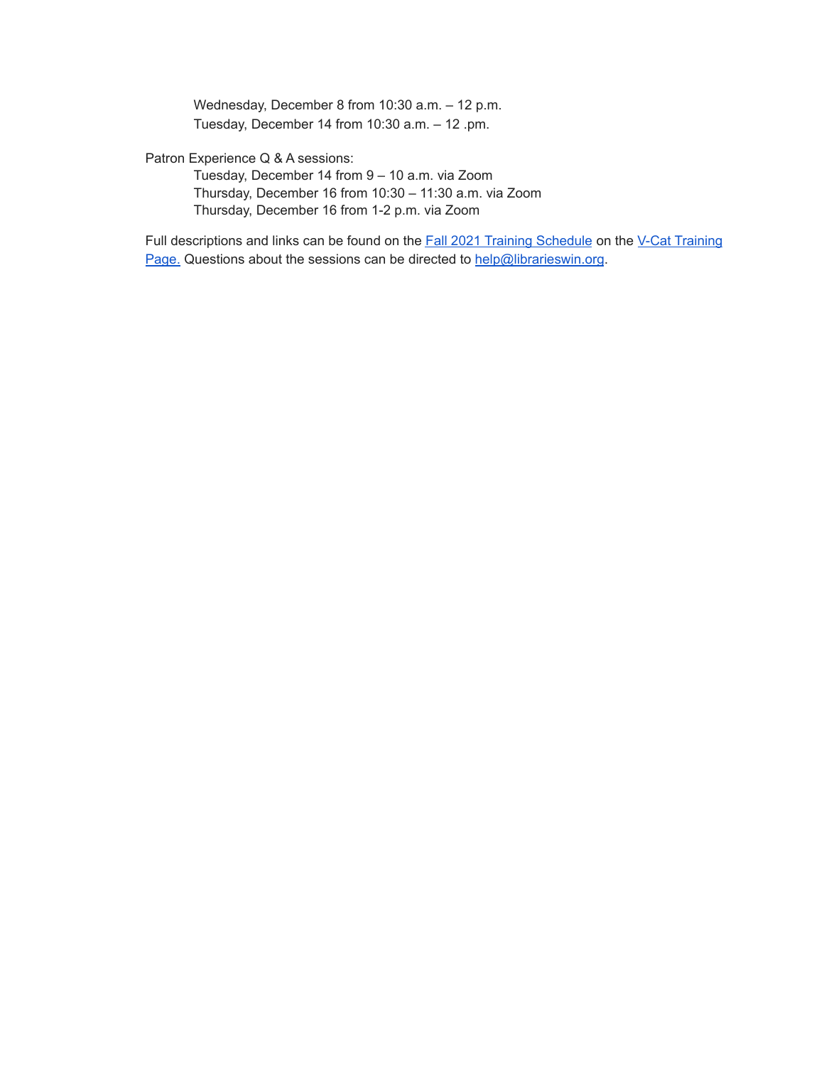Wednesday, December 8 from 10:30 a.m. – 12 p.m.
Tuesday, December 14 from 10:30 a.m. – 12 .pm.

Patron Experience Q & A sessions:
Tuesday, December 14 from 9 – 10 a.m. via Zoom
Thursday, December 16 from 10:30 – 11:30 a.m. via Zoom
Thursday, December 16 from 1-2 p.m. via Zoom

Full descriptions and links can be found on the Fall 2021 Training Schedule on the V-Cat Training Page. Questions about the sessions can be directed to help@librarieswin.org.